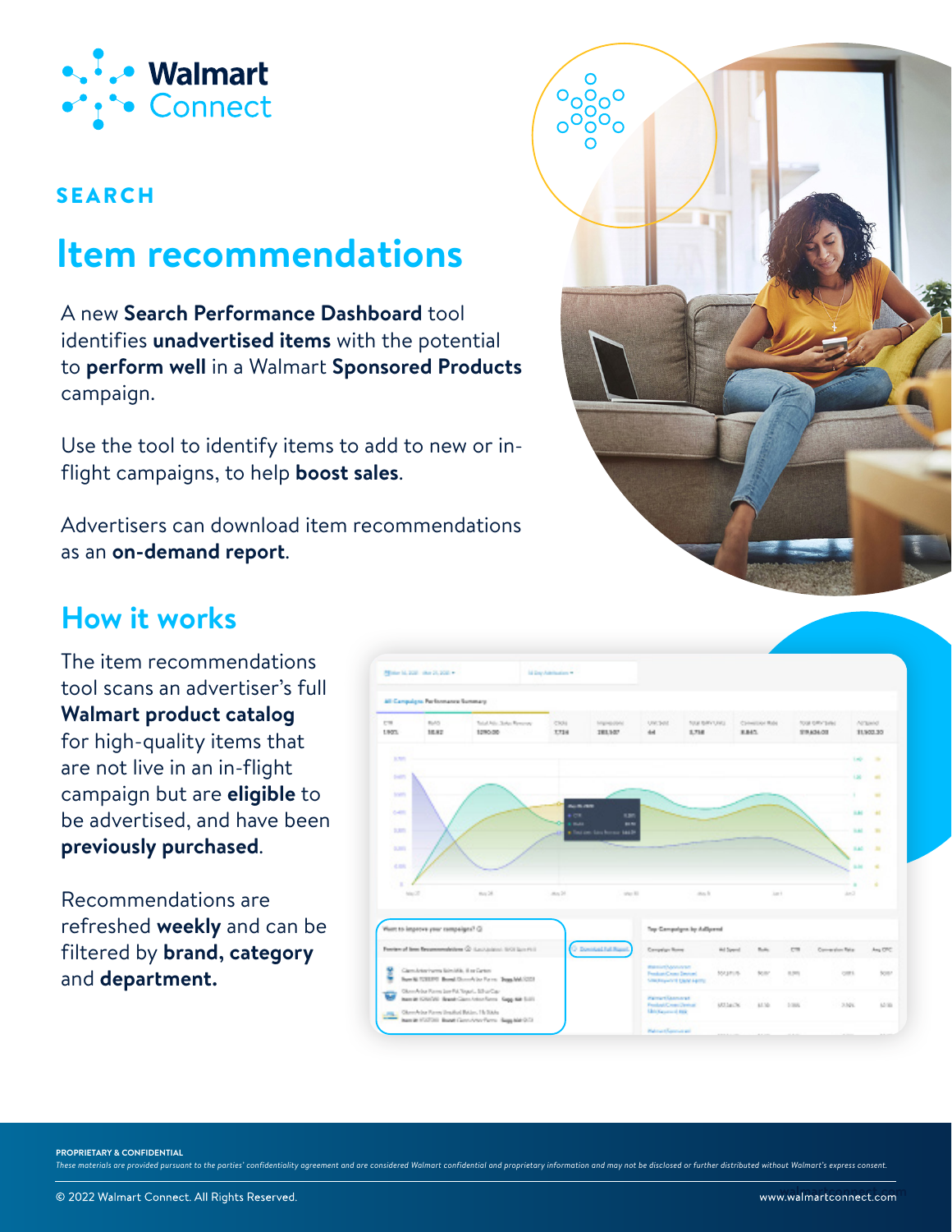# Walmart Connect

**SEARCH**

# Item recommendations

A new **Search Performance Dashboard** tool identifies **unadvertised items** with the potential to **perform well** in a Walmart **Sponsored Products** campaign.

Use the tool to identify items to add to new or in-flight campaigns, to help **boost sales**.

Advertisers can download item recommendations as an **on-demand report**.

## How it works

The item recommendations tool scans an advertiser's full **Walmart product catalog** for high-quality items that are not live in an in-flight campaign but are **eligible** to be advertised, and have been **previously purchased**.

Recommendations are refreshed **weekly** and can be filtered by **brand, category** and **department.**

**PROPRIETARY & CONFIDENTIAL**

*These materials are provided pursuant to the parties' confidentiality agreement and are considered Walmart confidential and proprietary information and may not be disclosed or further distributed without Walmart's express consent.*

© 2022 Walmart Connect. All Rights Reserved.

www.walmartconnect.com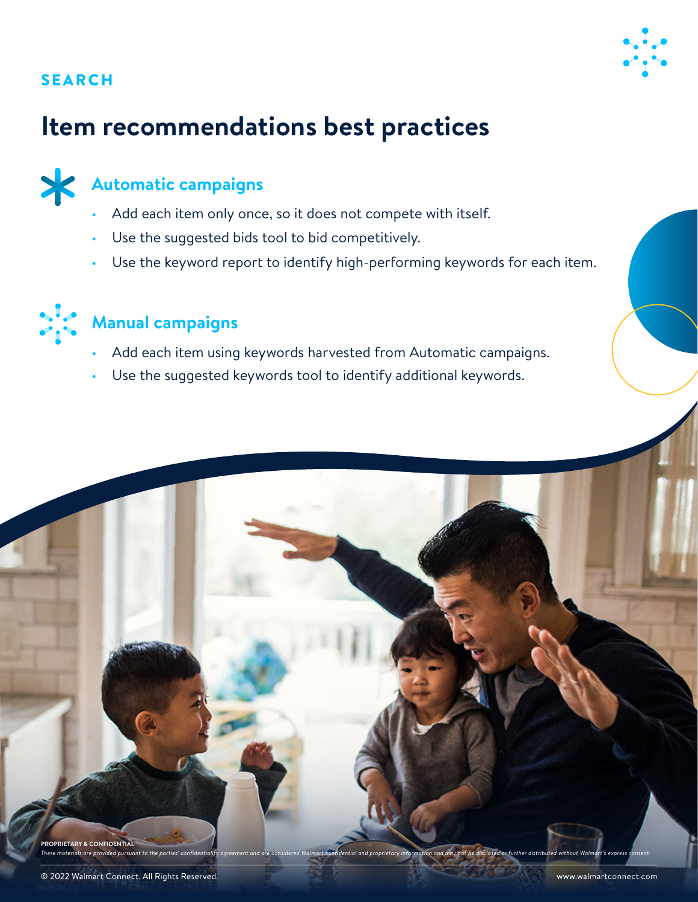SEARCH

# Item recommendations best practices

## Automatic campaigns

- Add each item only once, so it does not compete with itself.
- Use the suggested bids tool to bid competitively.
- Use the keyword report to identify high-performing keywords for each item.

## Manual campaigns

- Add each item using keywords harvested from Automatic campaigns.
- Use the suggested keywords tool to identify additional keywords.

**PROPRIETARY & CONFIDENTIAL**

*These materials are provided pursuant to the parties' confidentiality agreement and are considered Walmart confidential and proprietary information and may not be disclosed or further distributed without Walmart's express consent.*

© 2022 Walmart Connect. All Rights Reserved.

www.walmartconnect.com